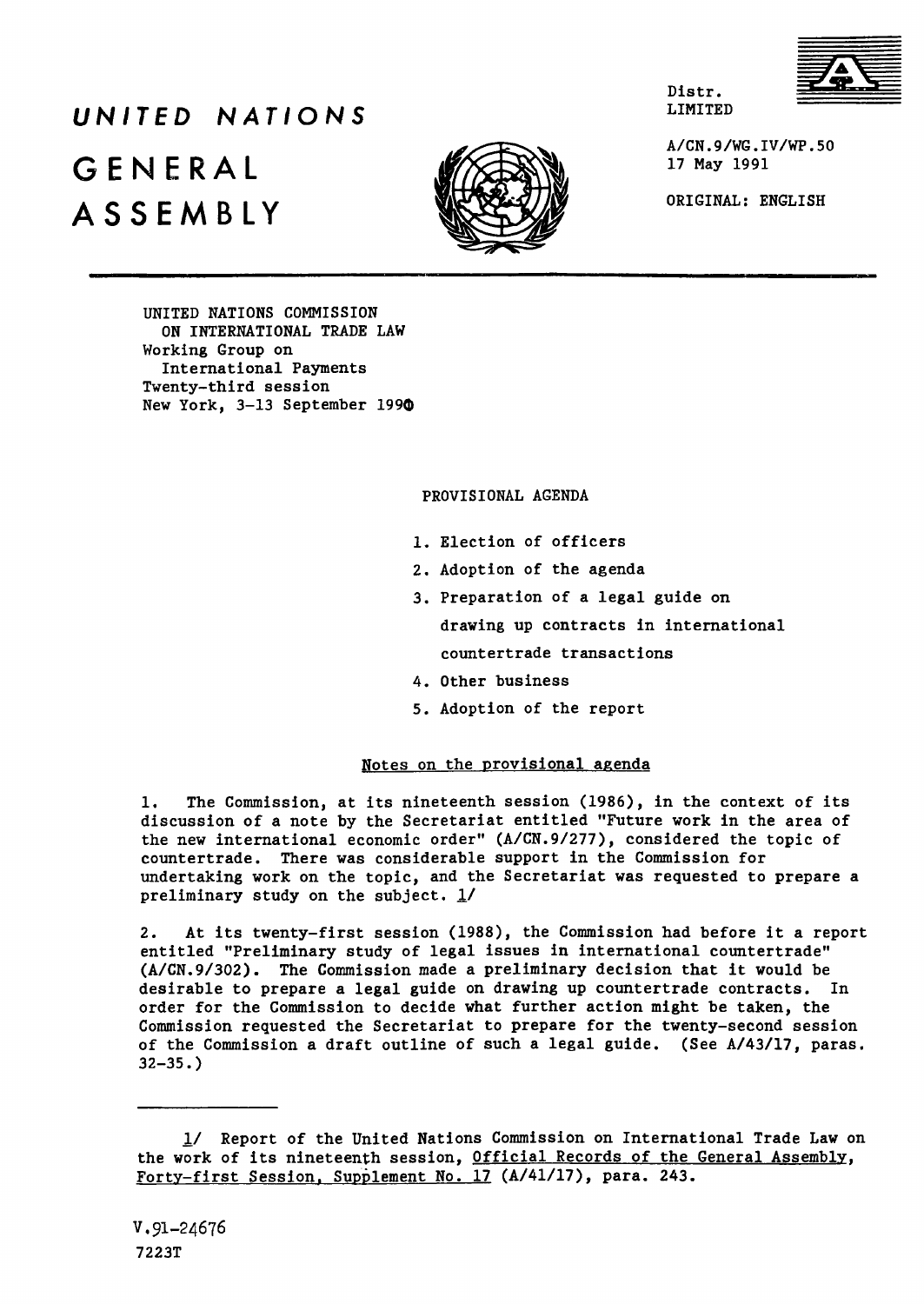# UNITED NATIONS

# GENERAL ASSEMBLY

Distr.
LIMITED

A/CN.9/WG.IV/WP.50
17 May 1991

ORIGINAL: ENGLISH

UNITED NATIONS COMMISSION
ON INTERNATIONAL TRADE LAW
Working Group on
International Payments
Twenty-third session
New York, 3-13 September 1990

## PROVISIONAL AGENDA

1. Election of officers
2. Adoption of the agenda
3. Preparation of a legal guide on drawing up contracts in international countertrade transactions
4. Other business
5. Adoption of the report

## Notes on the provisional agenda

1. The Commission, at its nineteenth session (1986), in the context of its discussion of a note by the Secretariat entitled "Future work in the area of the new international economic order" (A/CN.9/277), considered the topic of countertrade. There was considerable support in the Commission for undertaking work on the topic, and the Secretariat was requested to prepare a preliminary study on the subject. 1/

2. At its twenty-first session (1988), the Commission had before it a report entitled "Preliminary study of legal issues in international countertrade" (A/CN.9/302). The Commission made a preliminary decision that it would be desirable to prepare a legal guide on drawing up countertrade contracts. In order for the Commission to decide what further action might be taken, the Commission requested the Secretariat to prepare for the twenty-second session of the Commission a draft outline of such a legal guide. (See A/43/17, paras. 32-35.)

---

1/ Report of the United Nations Commission on International Trade Law on the work of its nineteenth session, Official Records of the General Assembly, Forty-first Session, Supplement No. 17 (A/41/17), para. 243.

V.91-24676
7223T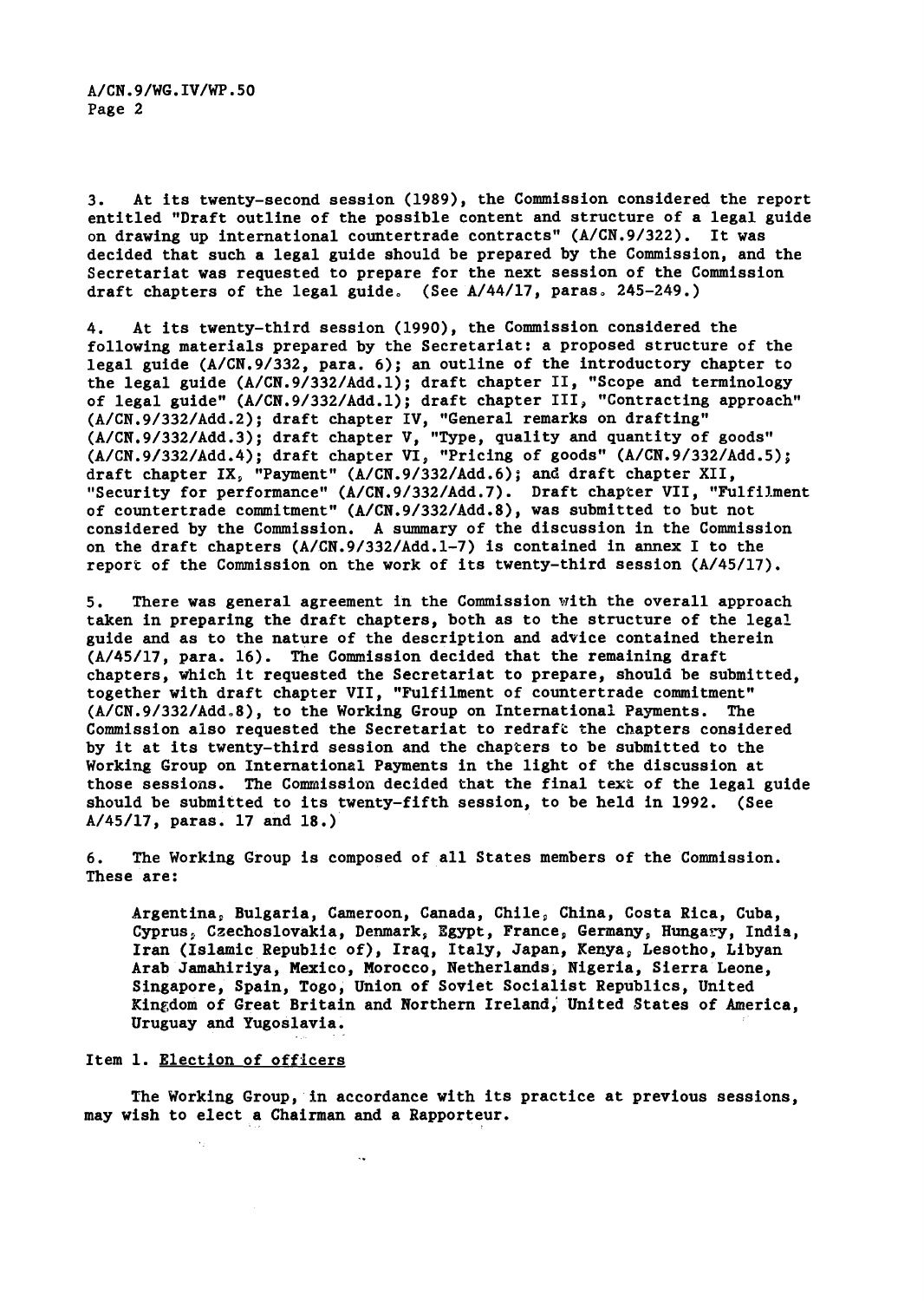3. At its twenty-second session (1989), the Commission considered the report entitled "Draft outline of the possible content and structure of a legal guide on drawing up international countertrade contracts" (A/CN.9/322). It was decided that such a legal guide should be prepared by the Commission, and the Secretariat was requested to prepare for the next session of the Commission draft chapters of the legal guide. (See A/44/17, paras. 245-249.)

4. At its twenty-third session (1990), the Commission considered the following materials prepared by the Secretariat: a proposed structure of the legal guide (A/CN.9/332, para. 6); an outline of the introductory chapter to the legal guide (A/CN.9/332/Add.1); draft chapter II, "Scope and terminology of legal guide" (A/CN.9/332/Add.1); draft chapter III, "Contracting approach" (A/CN.9/332/Add.2); draft chapter IV, "General remarks on drafting" (A/CN.9/332/Add.3); draft chapter V, "Type, quality and quantity of goods" (A/CN.9/332/Add.4); draft chapter VI, "Pricing of goods" (A/CN.9/332/Add.5); draft chapter IX, "Payment" (A/CN.9/332/Add.6); and draft chapter XII, "Security for performance" (A/CN.9/332/Add.7). Draft chapter VII, "Fulfilment of countertrade commitment" (A/CN.9/332/Add.8), was submitted to but not considered by the Commission. A summary of the discussion in the Commission on the draft chapters (A/CN.9/332/Add.1-7) is contained in annex I to the report of the Commission on the work of its twenty-third session (A/45/17).

5. There was general agreement in the Commission with the overall approach taken in preparing the draft chapters, both as to the structure of the legal guide and as to the nature of the description and advice contained therein (A/45/17, para. 16). The Commission decided that the remaining draft chapters, which it requested the Secretariat to prepare, should be submitted, together with draft chapter VII, "Fulfilment of countertrade commitment" (A/CN.9/332/Add.8), to the Working Group on International Payments. The Commission also requested the Secretariat to redraft the chapters considered by it at its twenty-third session and the chapters to be submitted to the Working Group on International Payments in the light of the discussion at those sessions. The Commission decided that the final text of the legal guide should be submitted to its twenty-fifth session, to be held in 1992. (See A/45/17, paras. 17 and 18.)

6. The Working Group is composed of all States members of the Commission. These are:

Argentina, Bulgaria, Cameroon, Canada, Chile, China, Costa Rica, Cuba, Cyprus, Czechoslovakia, Denmark, Egypt, France, Germany, Hungary, India, Iran (Islamic Republic of), Iraq, Italy, Japan, Kenya, Lesotho, Libyan Arab Jamahiriya, Mexico, Morocco, Netherlands, Nigeria, Sierra Leone, Singapore, Spain, Togo, Union of Soviet Socialist Republics, United Kingdom of Great Britain and Northern Ireland, United States of America, Uruguay and Yugoslavia.

Item 1. <u>Election of officers</u>

The Working Group, in accordance with its practice at previous sessions, may wish to elect a Chairman and a Rapporteur.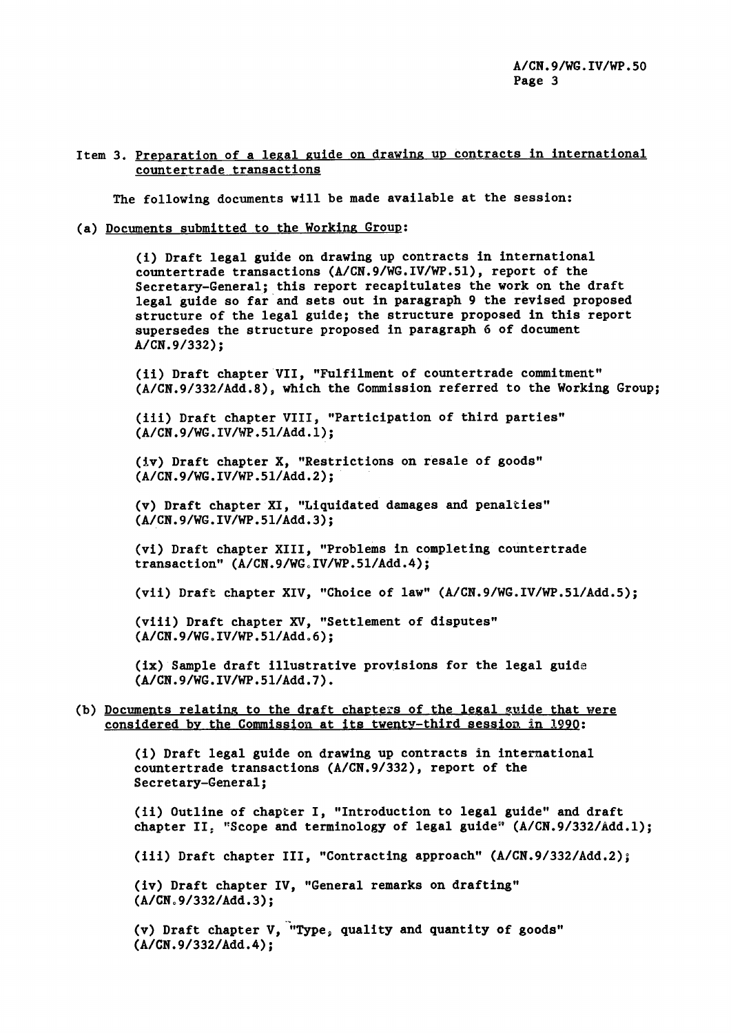Item 3. <u>Preparation of a legal guide on drawing up contracts in international countertrade transactions</u>

The following documents will be made available at the session:

(a) <u>Documents submitted to the Working Group</u>:

(i) Draft legal guide on drawing up contracts in international countertrade transactions (A/CN.9/WG.IV/WP.51), report of the Secretary-General; this report recapitulates the work on the draft legal guide so far and sets out in paragraph 9 the revised proposed structure of the legal guide; the structure proposed in this report supersedes the structure proposed in paragraph 6 of document A/CN.9/332);

(ii) Draft chapter VII, "Fulfilment of countertrade commitment" (A/CN.9/332/Add.8), which the Commission referred to the Working Group;

(iii) Draft chapter VIII, "Participation of third parties" (A/CN.9/WG.IV/WP.51/Add.1);

(iv) Draft chapter X, "Restrictions on resale of goods" (A/CN.9/WG.IV/WP.51/Add.2);

(v) Draft chapter XI, "Liquidated damages and penalties" (A/CN.9/WG.IV/WP.51/Add.3);

(vi) Draft chapter XIII, "Problems in completing countertrade transaction" (A/CN.9/WG.IV/WP.51/Add.4);

(vii) Draft chapter XIV, "Choice of law" (A/CN.9/WG.IV/WP.51/Add.5);

(viii) Draft chapter XV, "Settlement of disputes" (A/CN.9/WG.IV/WP.51/Add.6);

(ix) Sample draft illustrative provisions for the legal guide (A/CN.9/WG.IV/WP.51/Add.7).

(b) <u>Documents relating to the draft chapters of the legal guide that were considered by the Commission at its twenty-third session in 1990</u>:

(i) Draft legal guide on drawing up contracts in international countertrade transactions (A/CN.9/332), report of the Secretary-General;

(ii) Outline of chapter I, "Introduction to legal guide" and draft chapter II, "Scope and terminology of legal guide" (A/CN.9/332/Add.1);

(iii) Draft chapter III, "Contracting approach" (A/CN.9/332/Add.2);

(iv) Draft chapter IV, "General remarks on drafting" (A/CN.9/332/Add.3);

(v) Draft chapter V, "Type, quality and quantity of goods" (A/CN.9/332/Add.4);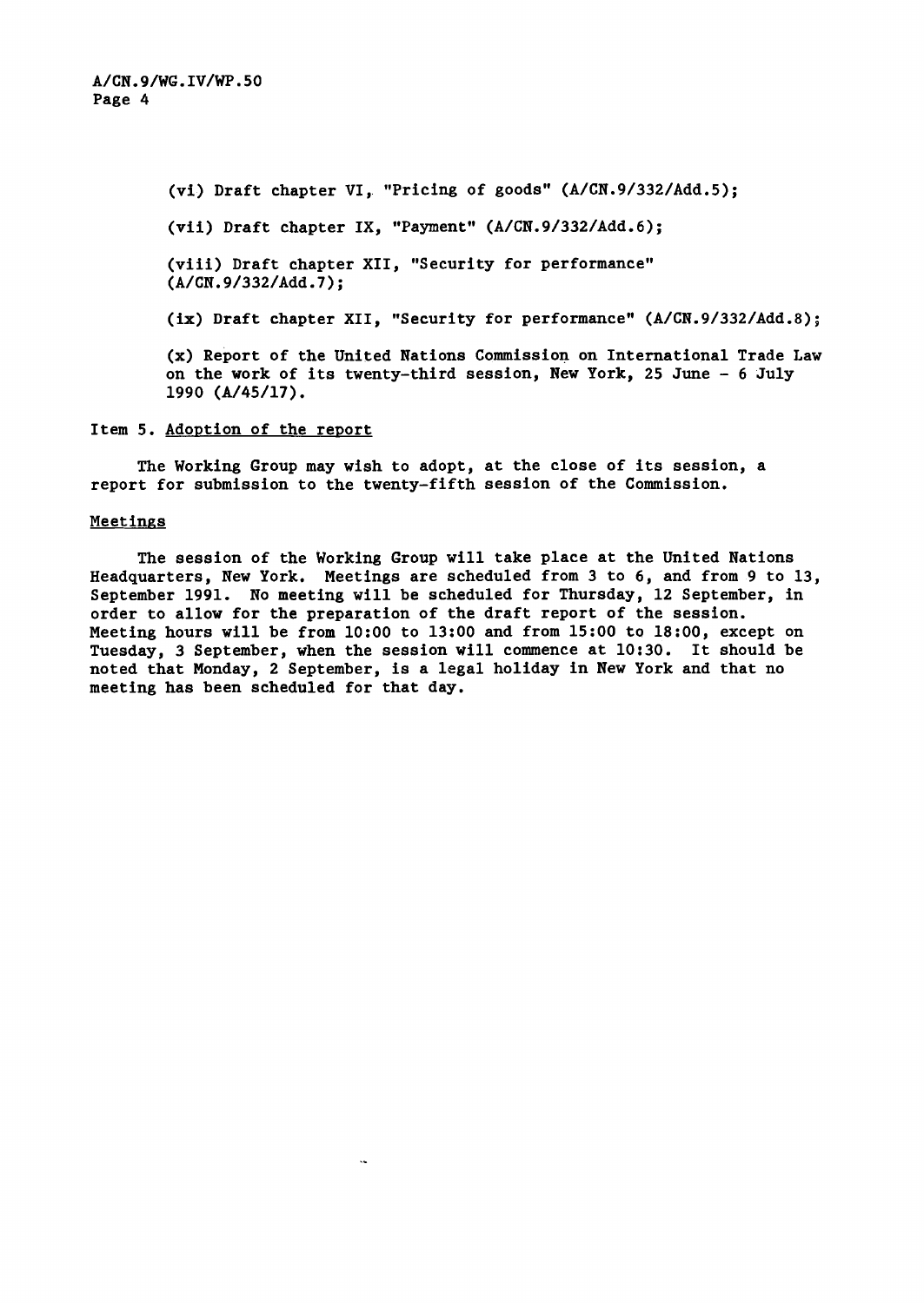(vi) Draft chapter VI, "Pricing of goods" (A/CN.9/332/Add.5);

(vii) Draft chapter IX, "Payment" (A/CN.9/332/Add.6);

(viii) Draft chapter XII, "Security for performance" (A/CN.9/332/Add.7);

(ix) Draft chapter XII, "Security for performance" (A/CN.9/332/Add.8);

(x) Report of the United Nations Commission on International Trade Law on the work of its twenty-third session, New York, 25 June - 6 July 1990 (A/45/17).

Item 5. Adoption of the report

The Working Group may wish to adopt, at the close of its session, a report for submission to the twenty-fifth session of the Commission.

Meetings

The session of the Working Group will take place at the United Nations Headquarters, New York. Meetings are scheduled from 3 to 6, and from 9 to 13, September 1991. No meeting will be scheduled for Thursday, 12 September, in order to allow for the preparation of the draft report of the session. Meeting hours will be from 10:00 to 13:00 and from 15:00 to 18:00, except on Tuesday, 3 September, when the session will commence at 10:30. It should be noted that Monday, 2 September, is a legal holiday in New York and that no meeting has been scheduled for that day.